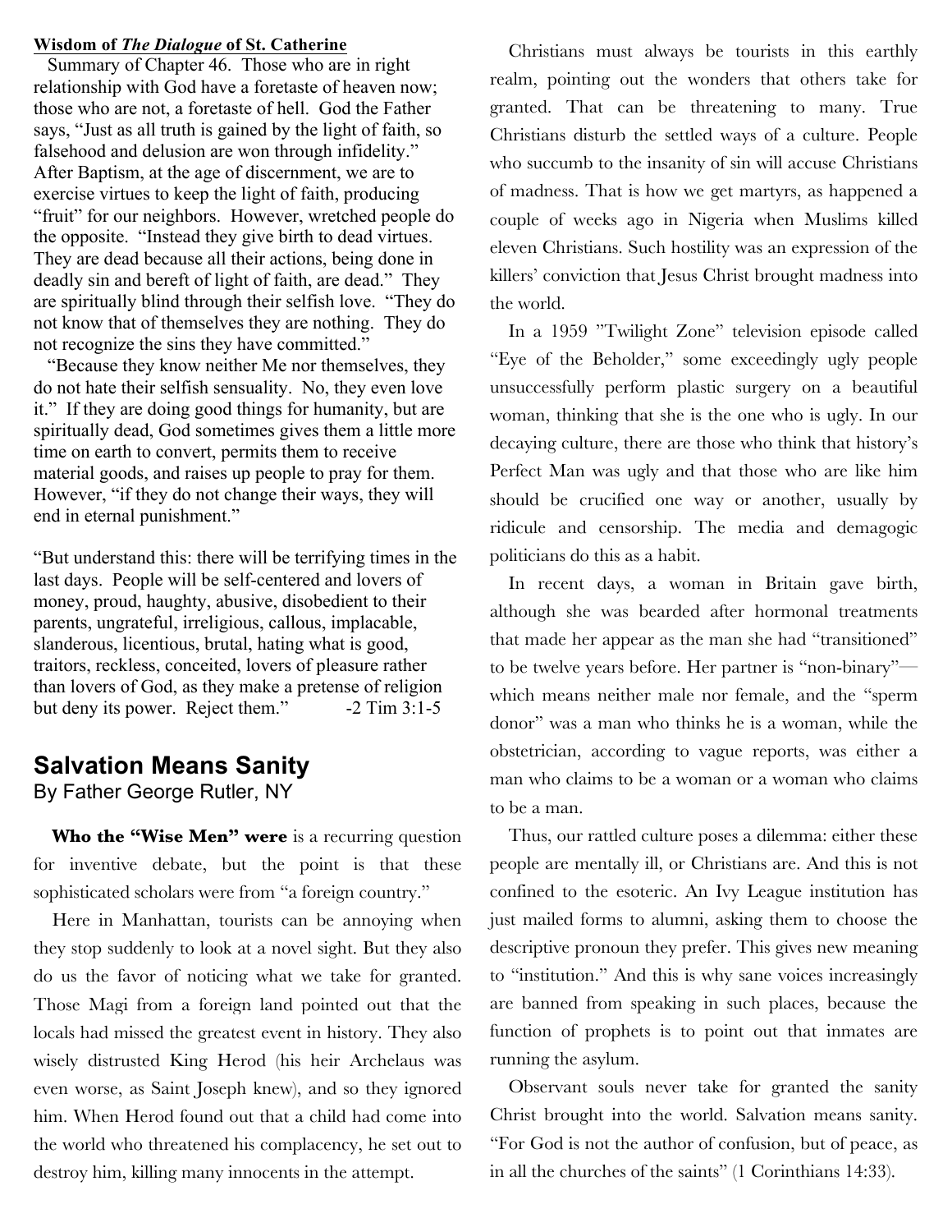**Wisdom of *The Dialogue* of St. Catherine**

Summary of Chapter 46. Those who are in right relationship with God have a foretaste of heaven now; those who are not, a foretaste of hell. God the Father says, "Just as all truth is gained by the light of faith, so falsehood and delusion are won through infidelity." After Baptism, at the age of discernment, we are to exercise virtues to keep the light of faith, producing "fruit" for our neighbors. However, wretched people do the opposite. "Instead they give birth to dead virtues. They are dead because all their actions, being done in deadly sin and bereft of light of faith, are dead." They are spiritually blind through their selfish love. "They do not know that of themselves they are nothing. They do not recognize the sins they have committed."

"Because they know neither Me nor themselves, they do not hate their selfish sensuality. No, they even love it." If they are doing good things for humanity, but are spiritually dead, God sometimes gives them a little more time on earth to convert, permits them to receive material goods, and raises up people to pray for them. However, "if they do not change their ways, they will end in eternal punishment."

"But understand this: there will be terrifying times in the last days. People will be self-centered and lovers of money, proud, haughty, abusive, disobedient to their parents, ungrateful, irreligious, callous, implacable, slanderous, licentious, brutal, hating what is good, traitors, reckless, conceited, lovers of pleasure rather than lovers of God, as they make a pretense of religion but deny its power. Reject them." -2 Tim 3:1-5

## Salvation Means Sanity

By Father George Rutler, NY

**Who the "Wise Men" were** is a recurring question for inventive debate, but the point is that these sophisticated scholars were from "a foreign country."

Here in Manhattan, tourists can be annoying when they stop suddenly to look at a novel sight. But they also do us the favor of noticing what we take for granted. Those Magi from a foreign land pointed out that the locals had missed the greatest event in history. They also wisely distrusted King Herod (his heir Archelaus was even worse, as Saint Joseph knew), and so they ignored him. When Herod found out that a child had come into the world who threatened his complacency, he set out to destroy him, killing many innocents in the attempt.

Christians must always be tourists in this earthly realm, pointing out the wonders that others take for granted. That can be threatening to many. True Christians disturb the settled ways of a culture. People who succumb to the insanity of sin will accuse Christians of madness. That is how we get martyrs, as happened a couple of weeks ago in Nigeria when Muslims killed eleven Christians. Such hostility was an expression of the killers' conviction that Jesus Christ brought madness into the world.

In a 1959 "Twilight Zone" television episode called "Eye of the Beholder," some exceedingly ugly people unsuccessfully perform plastic surgery on a beautiful woman, thinking that she is the one who is ugly. In our decaying culture, there are those who think that history's Perfect Man was ugly and that those who are like him should be crucified one way or another, usually by ridicule and censorship. The media and demagogic politicians do this as a habit.

In recent days, a woman in Britain gave birth, although she was bearded after hormonal treatments that made her appear as the man she had "transitioned" to be twelve years before. Her partner is "non-binary"—which means neither male nor female, and the "sperm donor" was a man who thinks he is a woman, while the obstetrician, according to vague reports, was either a man who claims to be a woman or a woman who claims to be a man.

Thus, our rattled culture poses a dilemma: either these people are mentally ill, or Christians are. And this is not confined to the esoteric. An Ivy League institution has just mailed forms to alumni, asking them to choose the descriptive pronoun they prefer. This gives new meaning to "institution." And this is why sane voices increasingly are banned from speaking in such places, because the function of prophets is to point out that inmates are running the asylum.

Observant souls never take for granted the sanity Christ brought into the world. Salvation means sanity. "For God is not the author of confusion, but of peace, as in all the churches of the saints" (1 Corinthians 14:33).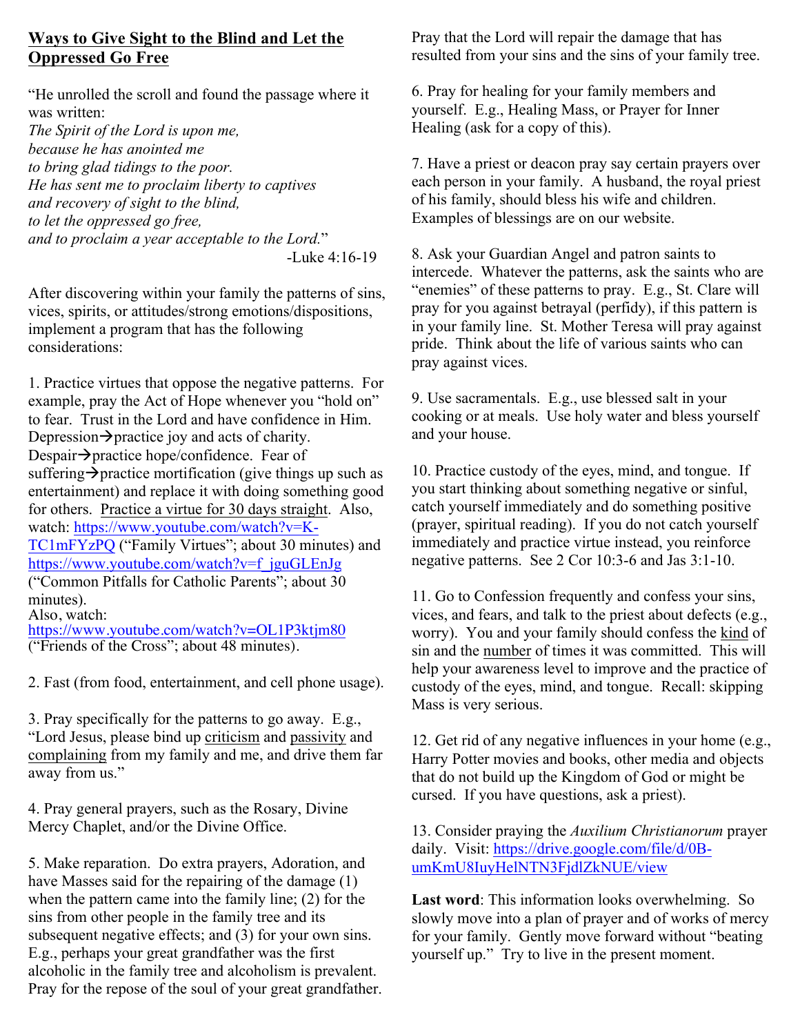## Ways to Give Sight to the Blind and Let the Oppressed Go Free

"He unrolled the scroll and found the passage where it was written:
*The Spirit of the Lord is upon me,*
*because he has anointed me*
*to bring glad tidings to the poor.*
*He has sent me to proclaim liberty to captives*
*and recovery of sight to the blind,*
*to let the oppressed go free,*
*and to proclaim a year acceptable to the Lord.*"

-Luke 4:16-19

After discovering within your family the patterns of sins, vices, spirits, or attitudes/strong emotions/dispositions, implement a program that has the following considerations:

1. Practice virtues that oppose the negative patterns. For example, pray the Act of Hope whenever you "hold on" to fear. Trust in the Lord and have confidence in Him. Depression→practice joy and acts of charity. Despair→practice hope/confidence. Fear of suffering→practice mortification (give things up such as entertainment) and replace it with doing something good for others. Practice a virtue for 30 days straight. Also, watch: https://www.youtube.com/watch?v=K-TC1mFYzPQ ("Family Virtues"; about 30 minutes) and https://www.youtube.com/watch?v=f_jguGLEnJg ("Common Pitfalls for Catholic Parents"; about 30 minutes).
Also, watch:
https://www.youtube.com/watch?v=OL1P3ktjm80 ("Friends of the Cross"; about 48 minutes).

2. Fast (from food, entertainment, and cell phone usage).

3. Pray specifically for the patterns to go away. E.g., "Lord Jesus, please bind up criticism and passivity and complaining from my family and me, and drive them far away from us."

4. Pray general prayers, such as the Rosary, Divine Mercy Chaplet, and/or the Divine Office.

5. Make reparation. Do extra prayers, Adoration, and have Masses said for the repairing of the damage (1) when the pattern came into the family line; (2) for the sins from other people in the family tree and its subsequent negative effects; and (3) for your own sins. E.g., perhaps your great grandfather was the first alcoholic in the family tree and alcoholism is prevalent. Pray for the repose of the soul of your great grandfather. Pray that the Lord will repair the damage that has resulted from your sins and the sins of your family tree.

6. Pray for healing for your family members and yourself. E.g., Healing Mass, or Prayer for Inner Healing (ask for a copy of this).

7. Have a priest or deacon pray say certain prayers over each person in your family. A husband, the royal priest of his family, should bless his wife and children. Examples of blessings are on our website.

8. Ask your Guardian Angel and patron saints to intercede. Whatever the patterns, ask the saints who are "enemies" of these patterns to pray. E.g., St. Clare will pray for you against betrayal (perfidy), if this pattern is in your family line. St. Mother Teresa will pray against pride. Think about the life of various saints who can pray against vices.

9. Use sacramentals. E.g., use blessed salt in your cooking or at meals. Use holy water and bless yourself and your house.

10. Practice custody of the eyes, mind, and tongue. If you start thinking about something negative or sinful, catch yourself immediately and do something positive (prayer, spiritual reading). If you do not catch yourself immediately and practice virtue instead, you reinforce negative patterns. See 2 Cor 10:3-6 and Jas 3:1-10.

11. Go to Confession frequently and confess your sins, vices, and fears, and talk to the priest about defects (e.g., worry). You and your family should confess the kind of sin and the number of times it was committed. This will help your awareness level to improve and the practice of custody of the eyes, mind, and tongue. Recall: skipping Mass is very serious.

12. Get rid of any negative influences in your home (e.g., Harry Potter movies and books, other media and objects that do not build up the Kingdom of God or might be cursed. If you have questions, ask a priest).

13. Consider praying the *Auxilium Christianorum* prayer daily. Visit: https://drive.google.com/file/d/0B-umKmU8IuyHelNTN3FjdlZkNUE/view

**Last word**: This information looks overwhelming. So slowly move into a plan of prayer and of works of mercy for your family. Gently move forward without "beating yourself up." Try to live in the present moment.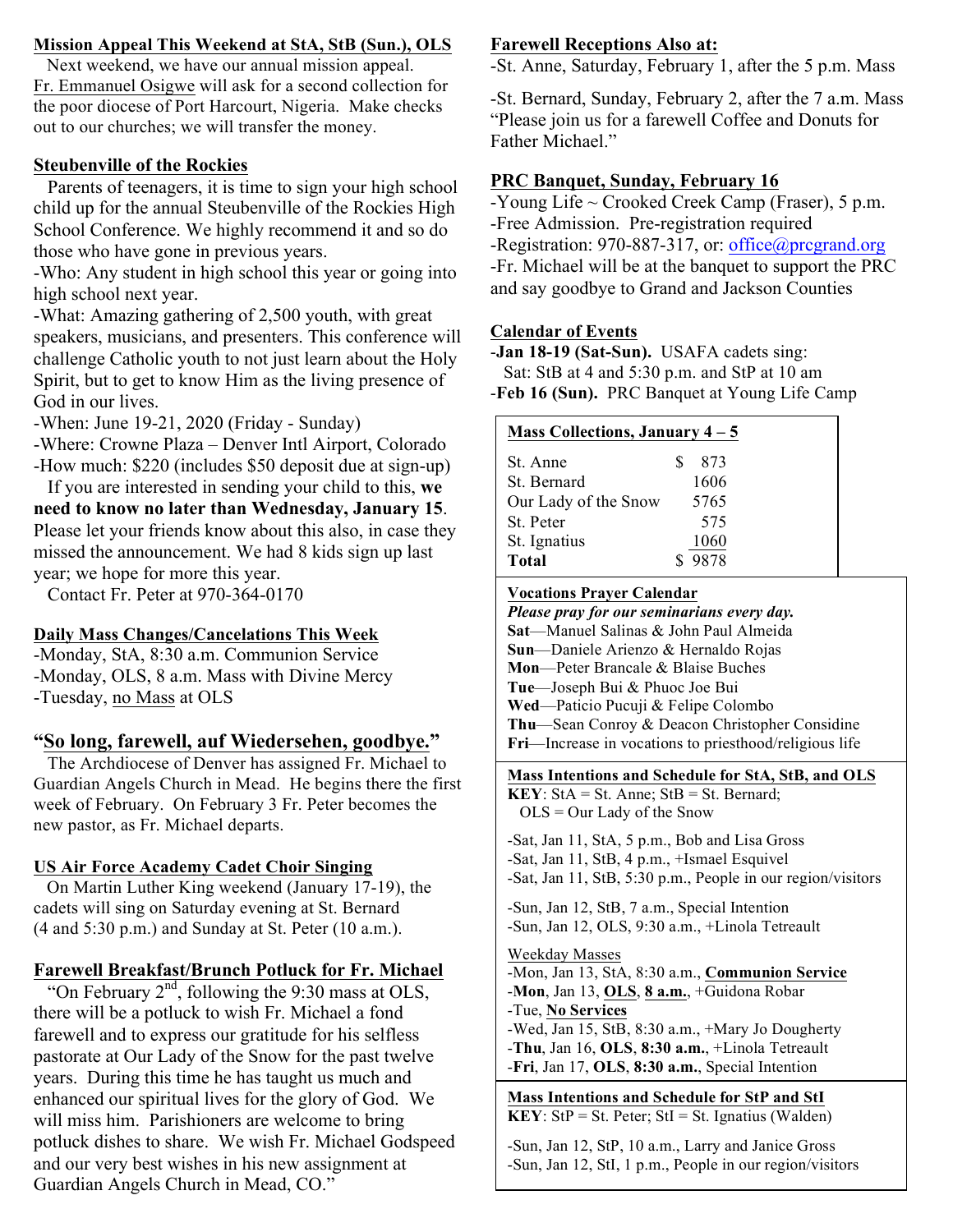## Mission Appeal This Weekend at StA, StB (Sun.), OLS

Next weekend, we have our annual mission appeal. Fr. Emmanuel Osigwe will ask for a second collection for the poor diocese of Port Harcourt, Nigeria. Make checks out to our churches; we will transfer the money.

## Steubenville of the Rockies

Parents of teenagers, it is time to sign your high school child up for the annual Steubenville of the Rockies High School Conference. We highly recommend it and so do those who have gone in previous years.

-Who: Any student in high school this year or going into high school next year.

-What: Amazing gathering of 2,500 youth, with great speakers, musicians, and presenters. This conference will challenge Catholic youth to not just learn about the Holy Spirit, but to get to know Him as the living presence of God in our lives.

-When: June 19-21, 2020 (Friday - Sunday)

-Where: Crowne Plaza – Denver Intl Airport, Colorado

-How much: $220 (includes $50 deposit due at sign-up)

If you are interested in sending your child to this, **we need to know no later than Wednesday, January 15**. Please let your friends know about this also, in case they missed the announcement. We had 8 kids sign up last year; we hope for more this year.

Contact Fr. Peter at 970-364-0170

## Daily Mass Changes/Cancelations This Week

-Monday, StA, 8:30 a.m. Communion Service

-Monday, OLS, 8 a.m. Mass with Divine Mercy

-Tuesday, no Mass at OLS

## "So long, farewell, auf Wiedersehen, goodbye."

The Archdiocese of Denver has assigned Fr. Michael to Guardian Angels Church in Mead. He begins there the first week of February. On February 3 Fr. Peter becomes the new pastor, as Fr. Michael departs.

## US Air Force Academy Cadet Choir Singing

On Martin Luther King weekend (January 17-19), the cadets will sing on Saturday evening at St. Bernard (4 and 5:30 p.m.) and Sunday at St. Peter (10 a.m.).

## Farewell Breakfast/Brunch Potluck for Fr. Michael

"On February 2nd, following the 9:30 mass at OLS, there will be a potluck to wish Fr. Michael a fond farewell and to express our gratitude for his selfless pastorate at Our Lady of the Snow for the past twelve years. During this time he has taught us much and enhanced our spiritual lives for the glory of God. We will miss him. Parishioners are welcome to bring potluck dishes to share. We wish Fr. Michael Godspeed and our very best wishes in his new assignment at Guardian Angels Church in Mead, CO."

## Farewell Receptions Also at:

-St. Anne, Saturday, February 1, after the 5 p.m. Mass

-St. Bernard, Sunday, February 2, after the 7 a.m. Mass "Please join us for a farewell Coffee and Donuts for Father Michael."

## PRC Banquet, Sunday, February 16

-Young Life ~ Crooked Creek Camp (Fraser), 5 p.m.

-Free Admission. Pre-registration required

-Registration: 970-887-317, or: office@prcgrand.org

-Fr. Michael will be at the banquet to support the PRC and say goodbye to Grand and Jackson Counties

## Calendar of Events

-**Jan 18-19 (Sat-Sun).** USAFA cadets sing:
Sat: StB at 4 and 5:30 p.m. and StP at 10 am

-**Feb 16 (Sun).** PRC Banquet at Young Life Camp

## Mass Collections, January 4 – 5

| | |
|---|---|
| St. Anne | $ 873 |
| St. Bernard | 1606 |
| Our Lady of the Snow | 5765 |
| St. Peter | 575 |
| St. Ignatius | 1060 |
| **Total** | $ 9878 |

## Vocations Prayer Calendar

*Please pray for our seminarians every day.*

**Sat**—Manuel Salinas & John Paul Almeida
**Sun**—Daniele Arienzo & Hernaldo Rojas
**Mon**—Peter Brancale & Blaise Buches
**Tue**—Joseph Bui & Phuoc Joe Bui
**Wed**—Paticio Pucuji & Felipe Colombo
**Thu**—Sean Conroy & Deacon Christopher Considine
**Fri**—Increase in vocations to priesthood/religious life

## Mass Intentions and Schedule for StA, StB, and OLS

**KEY**: StA = St. Anne; StB = St. Bernard;
OLS = Our Lady of the Snow

-Sat, Jan 11, StA, 5 p.m., Bob and Lisa Gross
-Sat, Jan 11, StB, 4 p.m., +Ismael Esquivel
-Sat, Jan 11, StB, 5:30 p.m., People in our region/visitors

-Sun, Jan 12, StB, 7 a.m., Special Intention
-Sun, Jan 12, OLS, 9:30 a.m., +Linola Tetreault

Weekday Masses
-Mon, Jan 13, StA, 8:30 a.m., **Communion Service**
-**Mon**, Jan 13, **OLS**, **8 a.m.**, +Guidona Robar
-Tue, **No Services**
-Wed, Jan 15, StB, 8:30 a.m., +Mary Jo Dougherty
-**Thu**, Jan 16, **OLS**, **8:30 a.m.**, +Linola Tetreault
-**Fri**, Jan 17, **OLS**, **8:30 a.m.**, Special Intention

## Mass Intentions and Schedule for StP and StI

**KEY**: StP = St. Peter; StI = St. Ignatius (Walden)

-Sun, Jan 12, StP, 10 a.m., Larry and Janice Gross
-Sun, Jan 12, StI, 1 p.m., People in our region/visitors